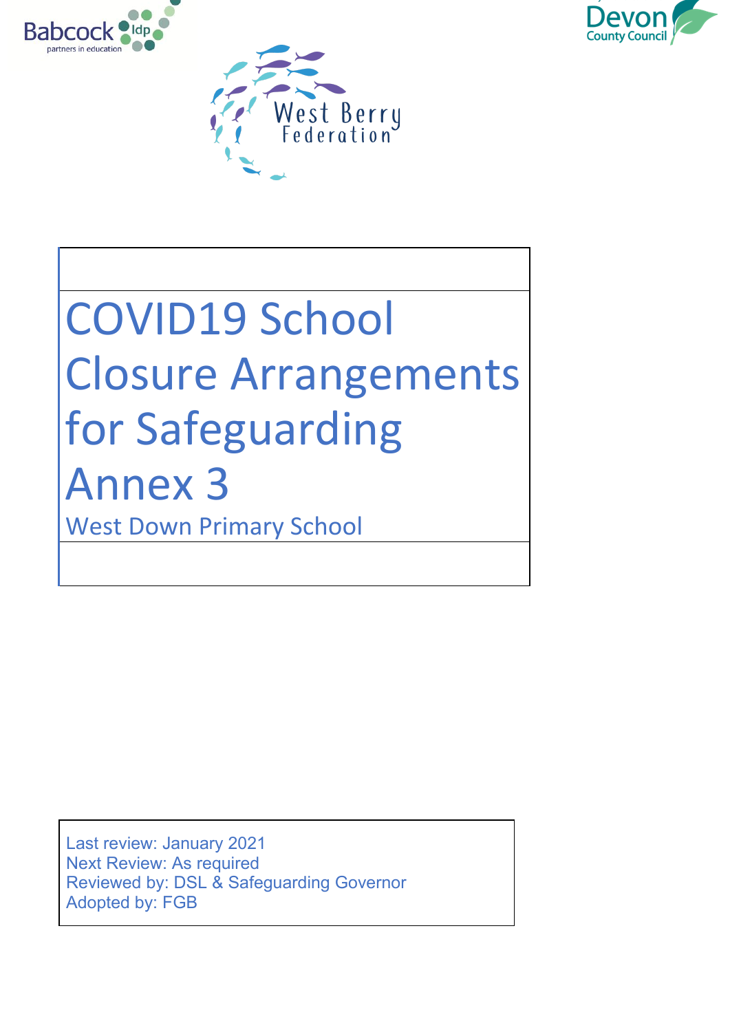# COVID19 School Closure Arrangements for Safeguarding Annex 3

West Down Primary School

Last review: January 2021
Next Review: As required
Reviewed by: DSL & Safeguarding Governor
Adopted by: FGB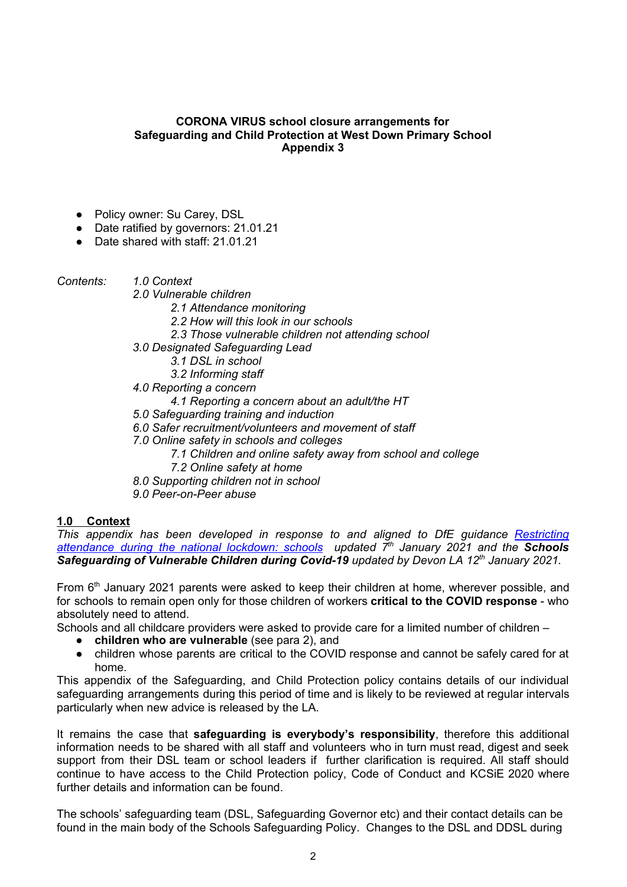**CORONA VIRUS school closure arrangements for Safeguarding and Child Protection at West Down Primary School Appendix 3**

- Policy owner: Su Carey, DSL
- Date ratified by governors: 21.01.21
- Date shared with staff: 21.01.21

*Contents:*

- *1.0 Context*
- *2.0 Vulnerable children*
  - *2.1 Attendance monitoring*
  - *2.2 How will this look in our schools*
  - *2.3 Those vulnerable children not attending school*
- *3.0 Designated Safeguarding Lead*
  - *3.1 DSL in school*
  - *3.2 Informing staff*
- *4.0 Reporting a concern*
  - *4.1 Reporting a concern about an adult/the HT*
- *5.0 Safeguarding training and induction*
- *6.0 Safer recruitment/volunteers and movement of staff*
- *7.0 Online safety in schools and colleges*
  - *7.1 Children and online safety away from school and college*
  - *7.2 Online safety at home*
- *8.0 Supporting children not in school*
- *9.0 Peer-on-Peer abuse*

## 1.0 Context

*This appendix has been developed in response to and aligned to DfE guidance [Restricting attendance during the national lockdown: schools](#) updated 7th January 2021 and the **Schools Safeguarding of Vulnerable Children during Covid-19** updated by Devon LA 12th January 2021.*

From 6th January 2021 parents were asked to keep their children at home, wherever possible, and for schools to remain open only for those children of workers **critical to the COVID response** - who absolutely need to attend.

Schools and all childcare providers were asked to provide care for a limited number of children –

- **children who are vulnerable** (see para 2), and
- children whose parents are critical to the COVID response and cannot be safely cared for at home.

This appendix of the Safeguarding, and Child Protection policy contains details of our individual safeguarding arrangements during this period of time and is likely to be reviewed at regular intervals particularly when new advice is released by the LA.

It remains the case that **safeguarding is everybody's responsibility**, therefore this additional information needs to be shared with all staff and volunteers who in turn must read, digest and seek support from their DSL team or school leaders if further clarification is required. All staff should continue to have access to the Child Protection policy, Code of Conduct and KCSiE 2020 where further details and information can be found.

The schools' safeguarding team (DSL, Safeguarding Governor etc) and their contact details can be found in the main body of the Schools Safeguarding Policy. Changes to the DSL and DDSL during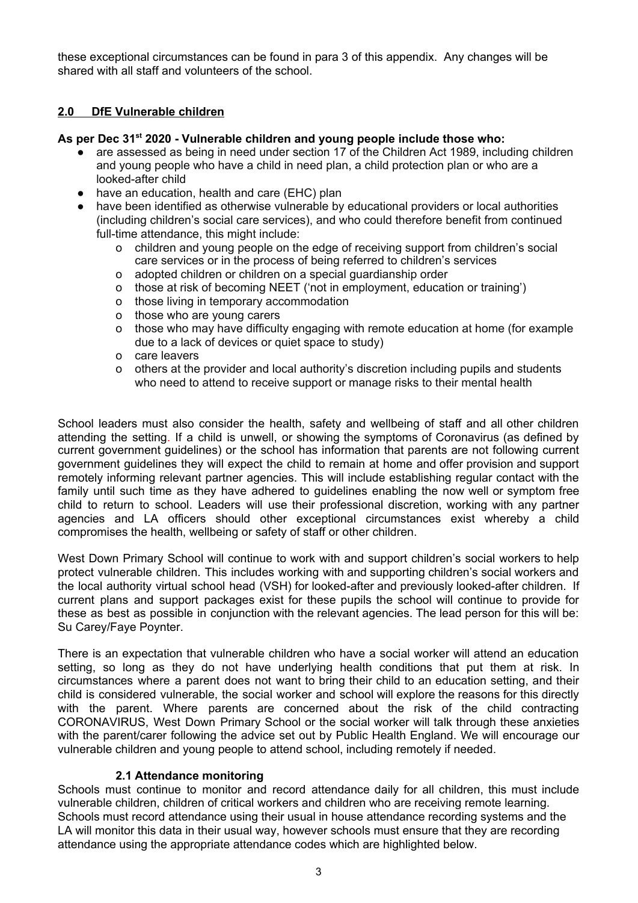these exceptional circumstances can be found in para 3 of this appendix. Any changes will be shared with all staff and volunteers of the school.

## 2.0 DfE Vulnerable children

**As per Dec 31st 2020 - Vulnerable children and young people include those who:**

- are assessed as being in need under section 17 of the Children Act 1989, including children and young people who have a child in need plan, a child protection plan or who are a looked-after child
- have an education, health and care (EHC) plan
- have been identified as otherwise vulnerable by educational providers or local authorities (including children's social care services), and who could therefore benefit from continued full-time attendance, this might include:
  - children and young people on the edge of receiving support from children's social care services or in the process of being referred to children's services
  - adopted children or children on a special guardianship order
  - those at risk of becoming NEET ('not in employment, education or training')
  - those living in temporary accommodation
  - those who are young carers
  - those who may have difficulty engaging with remote education at home (for example due to a lack of devices or quiet space to study)
  - care leavers
  - others at the provider and local authority's discretion including pupils and students who need to attend to receive support or manage risks to their mental health

School leaders must also consider the health, safety and wellbeing of staff and all other children attending the setting. If a child is unwell, or showing the symptoms of Coronavirus (as defined by current government guidelines) or the school has information that parents are not following current government guidelines they will expect the child to remain at home and offer provision and support remotely informing relevant partner agencies. This will include establishing regular contact with the family until such time as they have adhered to guidelines enabling the now well or symptom free child to return to school. Leaders will use their professional discretion, working with any partner agencies and LA officers should other exceptional circumstances exist whereby a child compromises the health, wellbeing or safety of staff or other children.

West Down Primary School will continue to work with and support children's social workers to help protect vulnerable children. This includes working with and supporting children's social workers and the local authority virtual school head (VSH) for looked-after and previously looked-after children. If current plans and support packages exist for these pupils the school will continue to provide for these as best as possible in conjunction with the relevant agencies. The lead person for this will be: Su Carey/Faye Poynter.

There is an expectation that vulnerable children who have a social worker will attend an education setting, so long as they do not have underlying health conditions that put them at risk. In circumstances where a parent does not want to bring their child to an education setting, and their child is considered vulnerable, the social worker and school will explore the reasons for this directly with the parent. Where parents are concerned about the risk of the child contracting CORONAVIRUS, West Down Primary School or the social worker will talk through these anxieties with the parent/carer following the advice set out by Public Health England. We will encourage our vulnerable children and young people to attend school, including remotely if needed.

### 2.1 Attendance monitoring

Schools must continue to monitor and record attendance daily for all children, this must include vulnerable children, children of critical workers and children who are receiving remote learning. Schools must record attendance using their usual in house attendance recording systems and the LA will monitor this data in their usual way, however schools must ensure that they are recording attendance using the appropriate attendance codes which are highlighted below.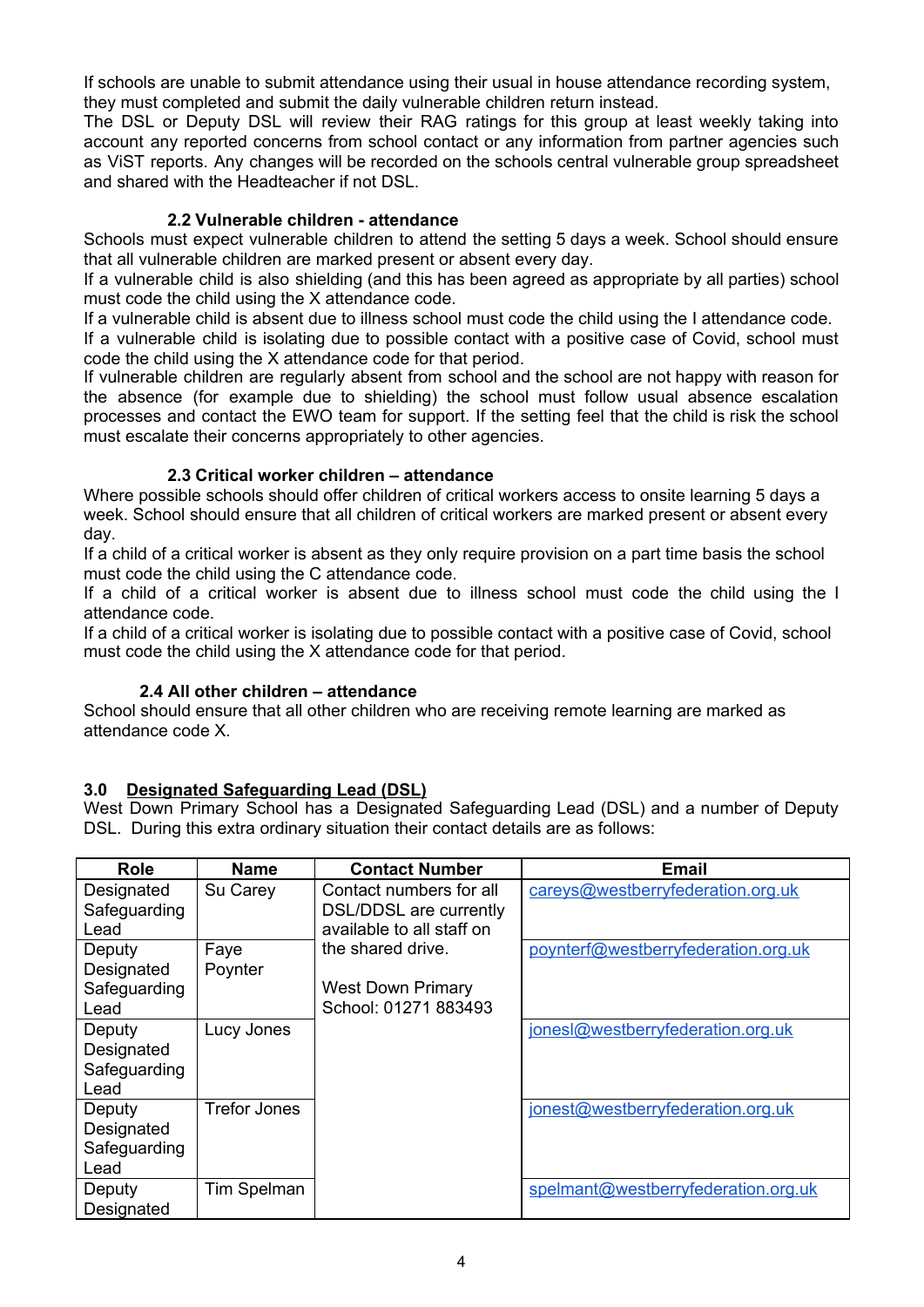If schools are unable to submit attendance using their usual in house attendance recording system, they must completed and submit the daily vulnerable children return instead.
The DSL or Deputy DSL will review their RAG ratings for this group at least weekly taking into account any reported concerns from school contact or any information from partner agencies such as ViST reports. Any changes will be recorded on the schools central vulnerable group spreadsheet and shared with the Headteacher if not DSL.

### 2.2 Vulnerable children - attendance

Schools must expect vulnerable children to attend the setting 5 days a week. School should ensure that all vulnerable children are marked present or absent every day.
If a vulnerable child is also shielding (and this has been agreed as appropriate by all parties) school must code the child using the X attendance code.
If a vulnerable child is absent due to illness school must code the child using the I attendance code.
If a vulnerable child is isolating due to possible contact with a positive case of Covid, school must code the child using the X attendance code for that period.
If vulnerable children are regularly absent from school and the school are not happy with reason for the absence (for example due to shielding) the school must follow usual absence escalation processes and contact the EWO team for support. If the setting feel that the child is risk the school must escalate their concerns appropriately to other agencies.

### 2.3 Critical worker children – attendance

Where possible schools should offer children of critical workers access to onsite learning 5 days a week. School should ensure that all children of critical workers are marked present or absent every day.
If a child of a critical worker is absent as they only require provision on a part time basis the school must code the child using the C attendance code.
If a child of a critical worker is absent due to illness school must code the child using the I attendance code.
If a child of a critical worker is isolating due to possible contact with a positive case of Covid, school must code the child using the X attendance code for that period.

### 2.4 All other children – attendance

School should ensure that all other children who are receiving remote learning are marked as attendance code X.

## 3.0 Designated Safeguarding Lead (DSL)

West Down Primary School has a Designated Safeguarding Lead (DSL) and a number of Deputy DSL. During this extra ordinary situation their contact details are as follows:

| Role | Name | Contact Number | Email |
|---|---|---|---|
| Designated Safeguarding Lead | Su Carey | Contact numbers for all DSL/DDSL are currently available to all staff on the shared drive.<br><br>West Down Primary School: 01271 883493 | careys@westberryfederation.org.uk |
| Deputy Designated Safeguarding Lead | Faye Poynter | | poynterf@westberryfederation.org.uk |
| Deputy Designated Safeguarding Lead | Lucy Jones | | jonesl@westberryfederation.org.uk |
| Deputy Designated Safeguarding Lead | Trefor Jones | | jonest@westberryfederation.org.uk |
| Deputy Designated | Tim Spelman | | spelmant@westberryfederation.org.uk |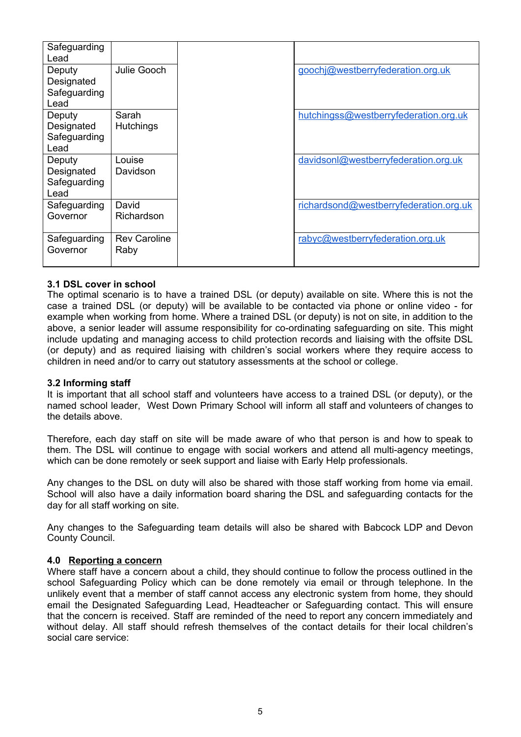| | | | |
|---|---|---|---|
| Safeguarding Lead | | | |
| Deputy Designated Safeguarding Lead | Julie Gooch | | goochj@westberryfederation.org.uk |
| Deputy Designated Safeguarding Lead | Sarah Hutchings | | hutchingss@westberryfederation.org.uk |
| Deputy Designated Safeguarding Lead | Louise Davidson | | davidsonl@westberryfederation.org.uk |
| Safeguarding Governor | David Richardson | | richardsond@westberryfederation.org.uk |
| Safeguarding Governor | Rev Caroline Raby | | rabyc@westberryfederation.org.uk |

### 3.1 DSL cover in school

The optimal scenario is to have a trained DSL (or deputy) available on site. Where this is not the case a trained DSL (or deputy) will be available to be contacted via phone or online video - for example when working from home. Where a trained DSL (or deputy) is not on site, in addition to the above, a senior leader will assume responsibility for co-ordinating safeguarding on site. This might include updating and managing access to child protection records and liaising with the offsite DSL (or deputy) and as required liaising with children's social workers where they require access to children in need and/or to carry out statutory assessments at the school or college.

### 3.2 Informing staff

It is important that all school staff and volunteers have access to a trained DSL (or deputy), or the named school leader, West Down Primary School will inform all staff and volunteers of changes to the details above.

Therefore, each day staff on site will be made aware of who that person is and how to speak to them. The DSL will continue to engage with social workers and attend all multi-agency meetings, which can be done remotely or seek support and liaise with Early Help professionals.

Any changes to the DSL on duty will also be shared with those staff working from home via email. School will also have a daily information board sharing the DSL and safeguarding contacts for the day for all staff working on site.

Any changes to the Safeguarding team details will also be shared with Babcock LDP and Devon County Council.

## 4.0 Reporting a concern

Where staff have a concern about a child, they should continue to follow the process outlined in the school Safeguarding Policy which can be done remotely via email or through telephone. In the unlikely event that a member of staff cannot access any electronic system from home, they should email the Designated Safeguarding Lead, Headteacher or Safeguarding contact. This will ensure that the concern is received. Staff are reminded of the need to report any concern immediately and without delay. All staff should refresh themselves of the contact details for their local children's social care service: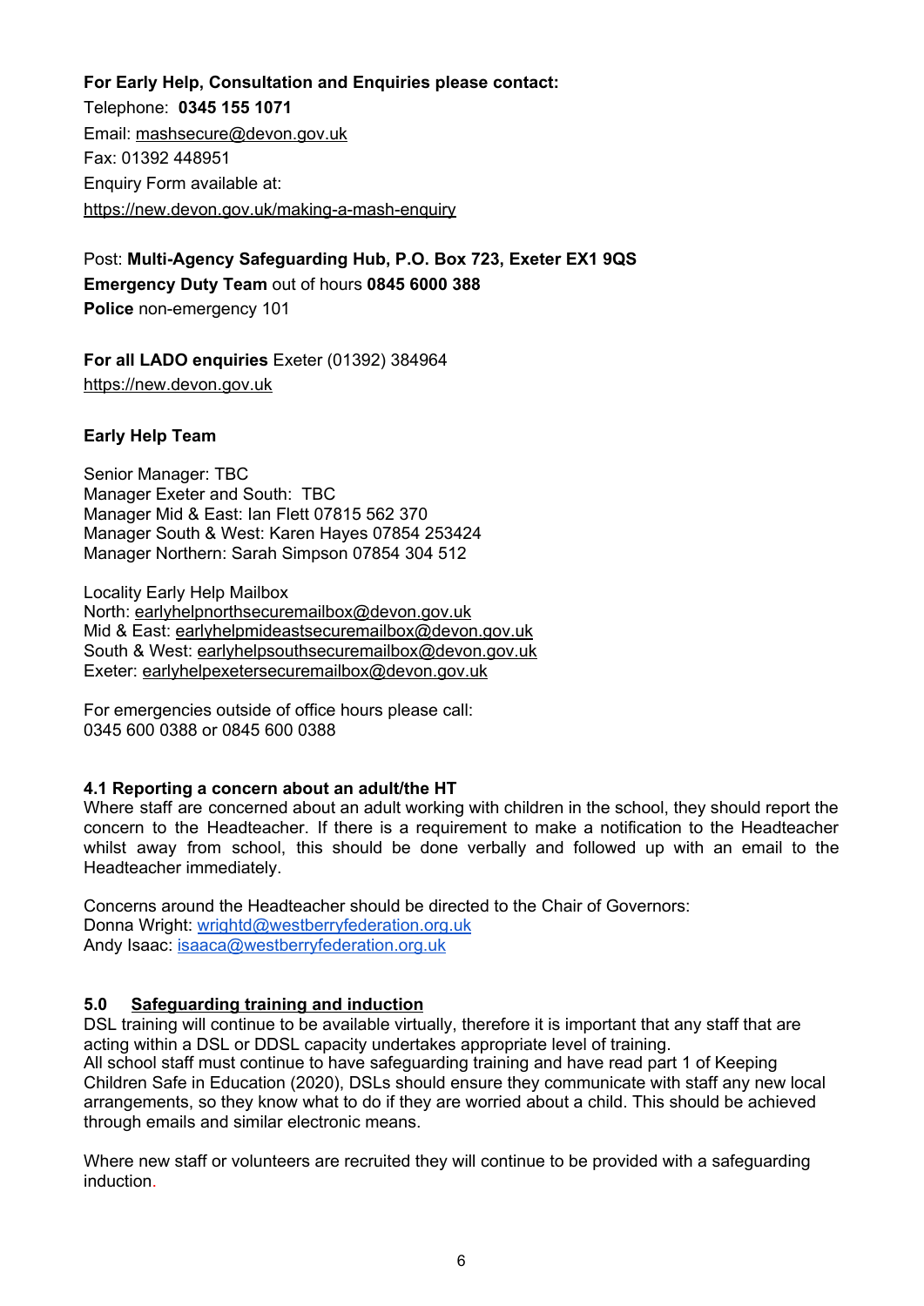**For Early Help, Consultation and Enquiries please contact:**
Telephone: **0345 155 1071**
Email: mashsecure@devon.gov.uk
Fax: 01392 448951
Enquiry Form available at:
https://new.devon.gov.uk/making-a-mash-enquiry

Post: **Multi-Agency Safeguarding Hub, P.O. Box 723, Exeter EX1 9QS**
**Emergency Duty Team** out of hours **0845 6000 388**
**Police** non-emergency 101

**For all LADO enquiries** Exeter (01392) 384964
https://new.devon.gov.uk

**Early Help Team**

Senior Manager: TBC
Manager Exeter and South: TBC
Manager Mid & East: Ian Flett 07815 562 370
Manager South & West: Karen Hayes 07854 253424
Manager Northern: Sarah Simpson 07854 304 512

Locality Early Help Mailbox
North: earlyhelpnorthsecuremailbox@devon.gov.uk
Mid & East: earlyhelpmideastsecuremailbox@devon.gov.uk
South & West: earlyhelpsouthsecuremailbox@devon.gov.uk
Exeter: earlyhelpexetersecuremailbox@devon.gov.uk

For emergencies outside of office hours please call:
0345 600 0388 or 0845 600 0388

**4.1 Reporting a concern about an adult/the HT**

Where staff are concerned about an adult working with children in the school, they should report the concern to the Headteacher. If there is a requirement to make a notification to the Headteacher whilst away from school, this should be done verbally and followed up with an email to the Headteacher immediately.

Concerns around the Headteacher should be directed to the Chair of Governors:
Donna Wright: wrightd@westberryfederation.org.uk
Andy Isaac: isaaca@westberryfederation.org.uk

## 5.0 Safeguarding training and induction

DSL training will continue to be available virtually, therefore it is important that any staff that are acting within a DSL or DDSL capacity undertakes appropriate level of training.
All school staff must continue to have safeguarding training and have read part 1 of Keeping Children Safe in Education (2020), DSLs should ensure they communicate with staff any new local arrangements, so they know what to do if they are worried about a child. This should be achieved through emails and similar electronic means.

Where new staff or volunteers are recruited they will continue to be provided with a safeguarding induction.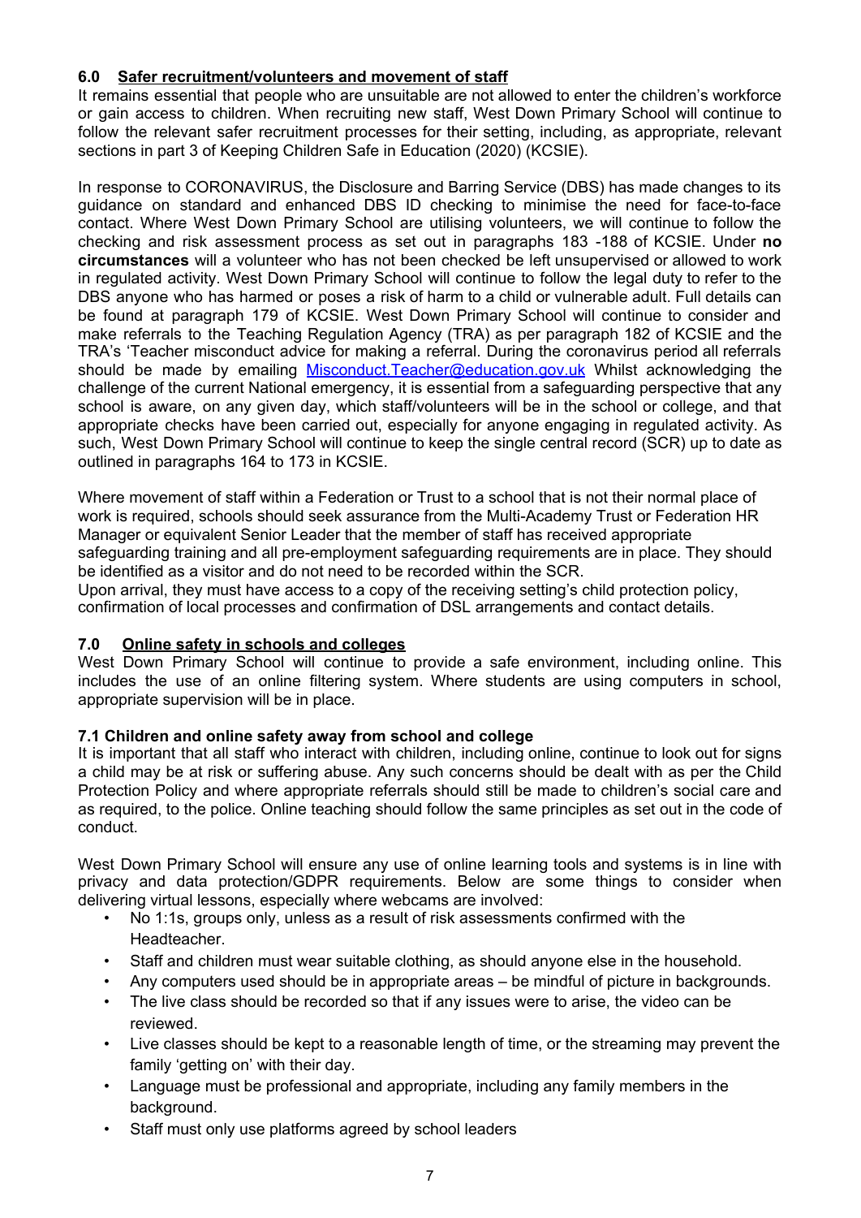## 6.0 Safer recruitment/volunteers and movement of staff

It remains essential that people who are unsuitable are not allowed to enter the children's workforce or gain access to children. When recruiting new staff, West Down Primary School will continue to follow the relevant safer recruitment processes for their setting, including, as appropriate, relevant sections in part 3 of Keeping Children Safe in Education (2020) (KCSIE).

In response to CORONAVIRUS, the Disclosure and Barring Service (DBS) has made changes to its guidance on standard and enhanced DBS ID checking to minimise the need for face-to-face contact. Where West Down Primary School are utilising volunteers, we will continue to follow the checking and risk assessment process as set out in paragraphs 183 -188 of KCSIE. Under **no circumstances** will a volunteer who has not been checked be left unsupervised or allowed to work in regulated activity. West Down Primary School will continue to follow the legal duty to refer to the DBS anyone who has harmed or poses a risk of harm to a child or vulnerable adult. Full details can be found at paragraph 179 of KCSIE. West Down Primary School will continue to consider and make referrals to the Teaching Regulation Agency (TRA) as per paragraph 182 of KCSIE and the TRA's 'Teacher misconduct advice for making a referral. During the coronavirus period all referrals should be made by emailing Misconduct.Teacher@education.gov.uk Whilst acknowledging the challenge of the current National emergency, it is essential from a safeguarding perspective that any school is aware, on any given day, which staff/volunteers will be in the school or college, and that appropriate checks have been carried out, especially for anyone engaging in regulated activity. As such, West Down Primary School will continue to keep the single central record (SCR) up to date as outlined in paragraphs 164 to 173 in KCSIE.

Where movement of staff within a Federation or Trust to a school that is not their normal place of work is required, schools should seek assurance from the Multi-Academy Trust or Federation HR Manager or equivalent Senior Leader that the member of staff has received appropriate safeguarding training and all pre-employment safeguarding requirements are in place. They should be identified as a visitor and do not need to be recorded within the SCR.
Upon arrival, they must have access to a copy of the receiving setting's child protection policy, confirmation of local processes and confirmation of DSL arrangements and contact details.

## 7.0 Online safety in schools and colleges

West Down Primary School will continue to provide a safe environment, including online. This includes the use of an online filtering system. Where students are using computers in school, appropriate supervision will be in place.

### 7.1 Children and online safety away from school and college

It is important that all staff who interact with children, including online, continue to look out for signs a child may be at risk or suffering abuse. Any such concerns should be dealt with as per the Child Protection Policy and where appropriate referrals should still be made to children's social care and as required, to the police. Online teaching should follow the same principles as set out in the code of conduct.

West Down Primary School will ensure any use of online learning tools and systems is in line with privacy and data protection/GDPR requirements. Below are some things to consider when delivering virtual lessons, especially where webcams are involved:

- No 1:1s, groups only, unless as a result of risk assessments confirmed with the Headteacher.
- Staff and children must wear suitable clothing, as should anyone else in the household.
- Any computers used should be in appropriate areas – be mindful of picture in backgrounds.
- The live class should be recorded so that if any issues were to arise, the video can be reviewed.
- Live classes should be kept to a reasonable length of time, or the streaming may prevent the family 'getting on' with their day.
- Language must be professional and appropriate, including any family members in the background.
- Staff must only use platforms agreed by school leaders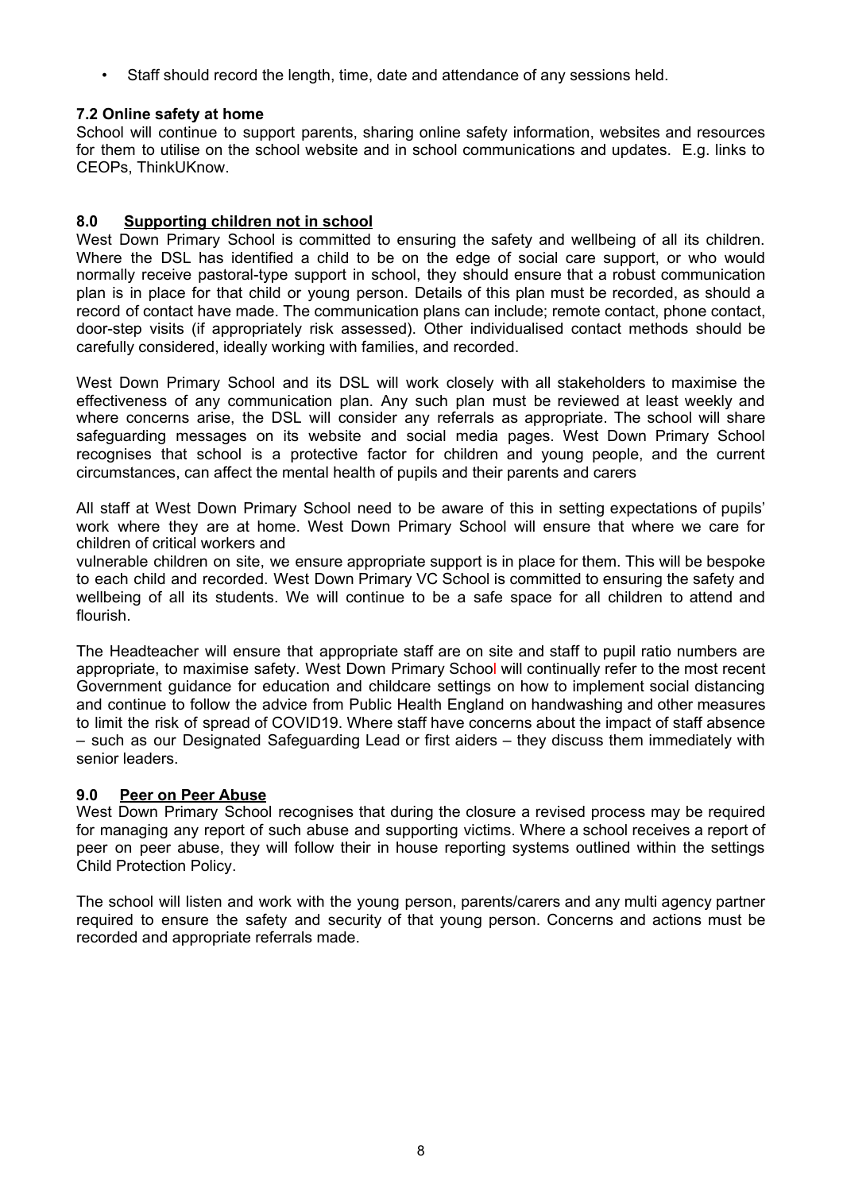- Staff should record the length, time, date and attendance of any sessions held.

### 7.2 Online safety at home

School will continue to support parents, sharing online safety information, websites and resources for them to utilise on the school website and in school communications and updates. E.g. links to CEOPs, ThinkUKnow.

## 8.0 Supporting children not in school

West Down Primary School is committed to ensuring the safety and wellbeing of all its children. Where the DSL has identified a child to be on the edge of social care support, or who would normally receive pastoral-type support in school, they should ensure that a robust communication plan is in place for that child or young person. Details of this plan must be recorded, as should a record of contact have made. The communication plans can include; remote contact, phone contact, door-step visits (if appropriately risk assessed). Other individualised contact methods should be carefully considered, ideally working with families, and recorded.

West Down Primary School and its DSL will work closely with all stakeholders to maximise the effectiveness of any communication plan. Any such plan must be reviewed at least weekly and where concerns arise, the DSL will consider any referrals as appropriate. The school will share safeguarding messages on its website and social media pages. West Down Primary School recognises that school is a protective factor for children and young people, and the current circumstances, can affect the mental health of pupils and their parents and carers

All staff at West Down Primary School need to be aware of this in setting expectations of pupils' work where they are at home. West Down Primary School will ensure that where we care for children of critical workers and

vulnerable children on site, we ensure appropriate support is in place for them. This will be bespoke to each child and recorded. West Down Primary VC School is committed to ensuring the safety and wellbeing of all its students. We will continue to be a safe space for all children to attend and flourish.

The Headteacher will ensure that appropriate staff are on site and staff to pupil ratio numbers are appropriate, to maximise safety. West Down Primary School will continually refer to the most recent Government guidance for education and childcare settings on how to implement social distancing and continue to follow the advice from Public Health England on handwashing and other measures to limit the risk of spread of COVID19. Where staff have concerns about the impact of staff absence – such as our Designated Safeguarding Lead or first aiders – they discuss them immediately with senior leaders.

## 9.0 Peer on Peer Abuse

West Down Primary School recognises that during the closure a revised process may be required for managing any report of such abuse and supporting victims. Where a school receives a report of peer on peer abuse, they will follow their in house reporting systems outlined within the settings Child Protection Policy.

The school will listen and work with the young person, parents/carers and any multi agency partner required to ensure the safety and security of that young person. Concerns and actions must be recorded and appropriate referrals made.